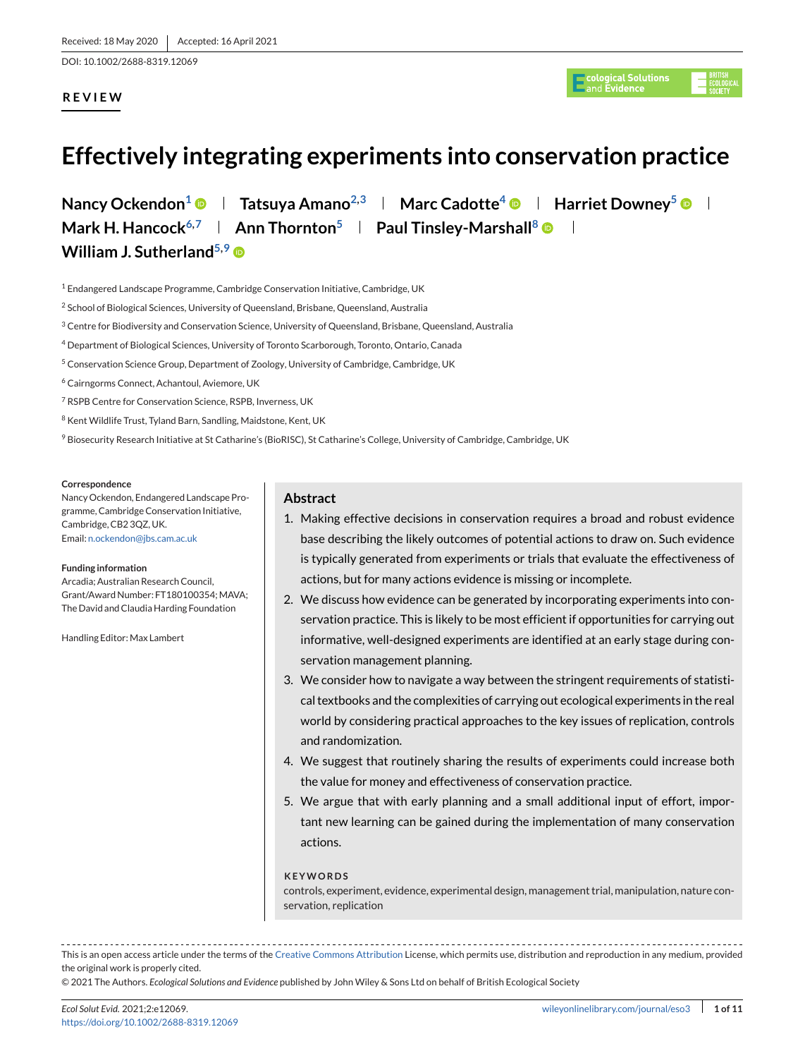Received: 18 May 2020 | Accepted: 16 April 2021

DOI: 10.1002/2688-8319.12069

**REVIEW**

# Effectively integrating experiments into conservation practice

**Nancy Ockendon[1] | Tatsuya Amano[2,3] | Marc Cadotte[4] | Harriet Downey[5] | Mark H. Hancock[6,7] | Ann Thornton[5] | Paul Tinsley-Marshall[8] | William J. Sutherland[5,9]**

[1] Endangered Landscape Programme, Cambridge Conservation Initiative, Cambridge, UK

[2] School of Biological Sciences, University of Queensland, Brisbane, Queensland, Australia

[3] Centre for Biodiversity and Conservation Science, University of Queensland, Brisbane, Queensland, Australia

[4] Department of Biological Sciences, University of Toronto Scarborough, Toronto, Ontario, Canada

[5] Conservation Science Group, Department of Zoology, University of Cambridge, Cambridge, UK

[6] Cairngorms Connect, Achantoul, Aviemore, UK

[7] RSPB Centre for Conservation Science, RSPB, Inverness, UK

[8] Kent Wildlife Trust, Tyland Barn, Sandling, Maidstone, Kent, UK

[9] Biosecurity Research Initiative at St Catharine's (BioRISC), St Catharine's College, University of Cambridge, Cambridge, UK

**Correspondence**
Nancy Ockendon, Endangered Landscape Programme, Cambridge Conservation Initiative, Cambridge, CB2 3QZ, UK.
Email: n.ockendon@jbs.cam.ac.uk

**Funding information**
Arcadia; Australian Research Council, Grant/Award Number: FT180100354; MAVA; The David and Claudia Harding Foundation

Handling Editor: Max Lambert

## Abstract

1. Making effective decisions in conservation requires a broad and robust evidence base describing the likely outcomes of potential actions to draw on. Such evidence is typically generated from experiments or trials that evaluate the effectiveness of actions, but for many actions evidence is missing or incomplete.
2. We discuss how evidence can be generated by incorporating experiments into conservation practice. This is likely to be most efficient if opportunities for carrying out informative, well-designed experiments are identified at an early stage during conservation management planning.
3. We consider how to navigate a way between the stringent requirements of statistical textbooks and the complexities of carrying out ecological experiments in the real world by considering practical approaches to the key issues of replication, controls and randomization.
4. We suggest that routinely sharing the results of experiments could increase both the value for money and effectiveness of conservation practice.
5. We argue that with early planning and a small additional input of effort, important new learning can be gained during the implementation of many conservation actions.

**KEYWORDS**

controls, experiment, evidence, experimental design, management trial, manipulation, nature conservation, replication

This is an open access article under the terms of the Creative Commons Attribution License, which permits use, distribution and reproduction in any medium, provided the original work is properly cited.

© 2021 The Authors. *Ecological Solutions and Evidence* published by John Wiley & Sons Ltd on behalf of British Ecological Society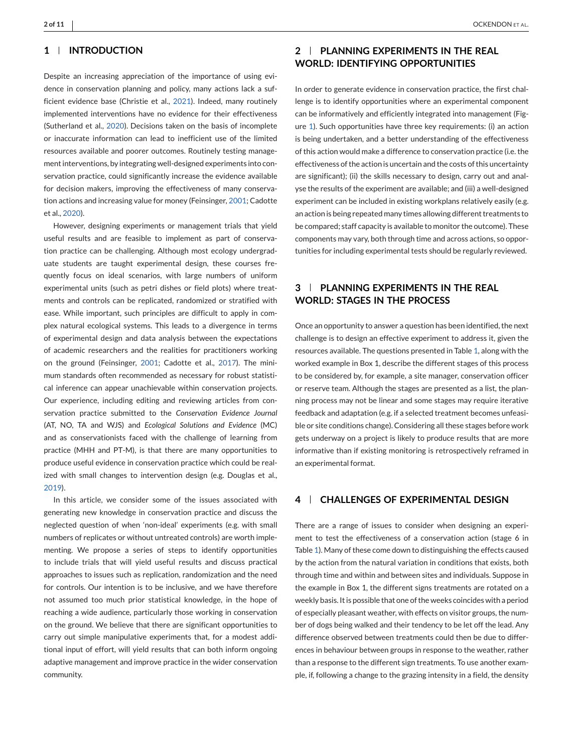## 1 | INTRODUCTION

Despite an increasing appreciation of the importance of using evidence in conservation planning and policy, many actions lack a sufficient evidence base (Christie et al., 2021). Indeed, many routinely implemented interventions have no evidence for their effectiveness (Sutherland et al., 2020). Decisions taken on the basis of incomplete or inaccurate information can lead to inefficient use of the limited resources available and poorer outcomes. Routinely testing management interventions, by integrating well-designed experiments into conservation practice, could significantly increase the evidence available for decision makers, improving the effectiveness of many conservation actions and increasing value for money (Feinsinger, 2001; Cadotte et al., 2020).

However, designing experiments or management trials that yield useful results and are feasible to implement as part of conservation practice can be challenging. Although most ecology undergraduate students are taught experimental design, these courses frequently focus on ideal scenarios, with large numbers of uniform experimental units (such as petri dishes or field plots) where treatments and controls can be replicated, randomized or stratified with ease. While important, such principles are difficult to apply in complex natural ecological systems. This leads to a divergence in terms of experimental design and data analysis between the expectations of academic researchers and the realities for practitioners working on the ground (Feinsinger, 2001; Cadotte et al., 2017). The minimum standards often recommended as necessary for robust statistical inference can appear unachievable within conservation projects. Our experience, including editing and reviewing articles from conservation practice submitted to the *Conservation Evidence Journal* (AT, NO, TA and WJS) and *Ecological Solutions and Evidence* (MC) and as conservationists faced with the challenge of learning from practice (MHH and PT-M), is that there are many opportunities to produce useful evidence in conservation practice which could be realized with small changes to intervention design (e.g. Douglas et al., 2019).

In this article, we consider some of the issues associated with generating new knowledge in conservation practice and discuss the neglected question of when 'non-ideal' experiments (e.g. with small numbers of replicates or without untreated controls) are worth implementing. We propose a series of steps to identify opportunities to include trials that will yield useful results and discuss practical approaches to issues such as replication, randomization and the need for controls. Our intention is to be inclusive, and we have therefore not assumed too much prior statistical knowledge, in the hope of reaching a wide audience, particularly those working in conservation on the ground. We believe that there are significant opportunities to carry out simple manipulative experiments that, for a modest additional input of effort, will yield results that can both inform ongoing adaptive management and improve practice in the wider conservation community.

## 2 | PLANNING EXPERIMENTS IN THE REAL WORLD: IDENTIFYING OPPORTUNITIES

In order to generate evidence in conservation practice, the first challenge is to identify opportunities where an experimental component can be informatively and efficiently integrated into management (Figure 1). Such opportunities have three key requirements: (i) an action is being undertaken, and a better understanding of the effectiveness of this action would make a difference to conservation practice (i.e. the effectiveness of the action is uncertain and the costs of this uncertainty are significant); (ii) the skills necessary to design, carry out and analyse the results of the experiment are available; and (iii) a well-designed experiment can be included in existing workplans relatively easily (e.g. an action is being repeated many times allowing different treatments to be compared; staff capacity is available to monitor the outcome). These components may vary, both through time and across actions, so opportunities for including experimental tests should be regularly reviewed.

## 3 | PLANNING EXPERIMENTS IN THE REAL WORLD: STAGES IN THE PROCESS

Once an opportunity to answer a question has been identified, the next challenge is to design an effective experiment to address it, given the resources available. The questions presented in Table 1, along with the worked example in Box 1, describe the different stages of this process to be considered by, for example, a site manager, conservation officer or reserve team. Although the stages are presented as a list, the planning process may not be linear and some stages may require iterative feedback and adaptation (e.g. if a selected treatment becomes unfeasible or site conditions change). Considering all these stages before work gets underway on a project is likely to produce results that are more informative than if existing monitoring is retrospectively reframed in an experimental format.

## 4 | CHALLENGES OF EXPERIMENTAL DESIGN

There are a range of issues to consider when designing an experiment to test the effectiveness of a conservation action (stage 6 in Table 1). Many of these come down to distinguishing the effects caused by the action from the natural variation in conditions that exists, both through time and within and between sites and individuals. Suppose in the example in Box 1, the different signs treatments are rotated on a weekly basis. It is possible that one of the weeks coincides with a period of especially pleasant weather, with effects on visitor groups, the number of dogs being walked and their tendency to be let off the lead. Any difference observed between treatments could then be due to differences in behaviour between groups in response to the weather, rather than a response to the different sign treatments. To use another example, if, following a change to the grazing intensity in a field, the density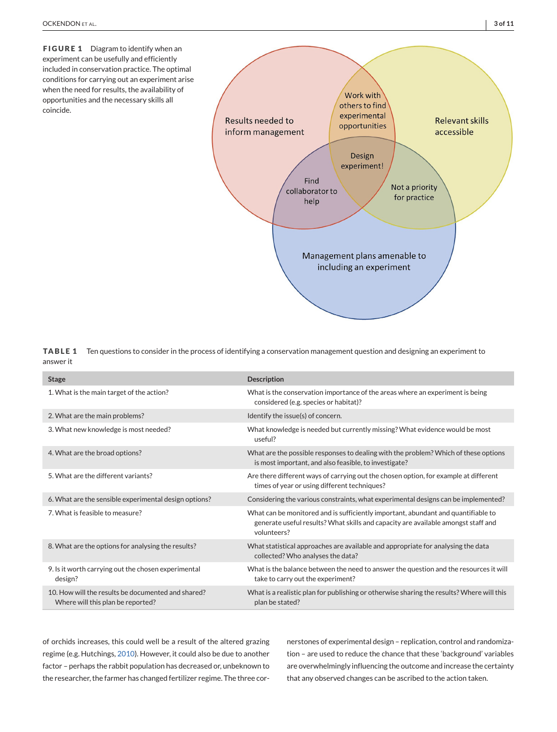**FIGURE 1** Diagram to identify when an experiment can be usefully and efficiently included in conservation practice. The optimal conditions for carrying out an experiment arise when the need for results, the availability of opportunities and the necessary skills all coincide.

Results needed to inform management

Relevant skills accessible

Management plans amenable to including an experiment

Work with others to find experimental opportunities

Design experiment!

Find collaborator to help

Not a priority for practice

**TABLE 1** Ten questions to consider in the process of identifying a conservation management question and designing an experiment to answer it

| Stage | Description |
|---|---|
| 1. What is the main target of the action? | What is the conservation importance of the areas where an experiment is being considered (e.g. species or habitat)? |
| 2. What are the main problems? | Identify the issue(s) of concern. |
| 3. What new knowledge is most needed? | What knowledge is needed but currently missing? What evidence would be most useful? |
| 4. What are the broad options? | What are the possible responses to dealing with the problem? Which of these options is most important, and also feasible, to investigate? |
| 5. What are the different variants? | Are there different ways of carrying out the chosen option, for example at different times of year or using different techniques? |
| 6. What are the sensible experimental design options? | Considering the various constraints, what experimental designs can be implemented? |
| 7. What is feasible to measure? | What can be monitored and is sufficiently important, abundant and quantifiable to generate useful results? What skills and capacity are available amongst staff and volunteers? |
| 8. What are the options for analysing the results? | What statistical approaches are available and appropriate for analysing the data collected? Who analyses the data? |
| 9. Is it worth carrying out the chosen experimental design? | What is the balance between the need to answer the question and the resources it will take to carry out the experiment? |
| 10. How will the results be documented and shared? Where will this plan be reported? | What is a realistic plan for publishing or otherwise sharing the results? Where will this plan be stated? |

of orchids increases, this could well be a result of the altered grazing regime (e.g. Hutchings, 2010). However, it could also be due to another factor – perhaps the rabbit population has decreased or, unbeknown to the researcher, the farmer has changed fertilizer regime. The three cornerstones of experimental design – replication, control and randomization – are used to reduce the chance that these 'background' variables are overwhelmingly influencing the outcome and increase the certainty that any observed changes can be ascribed to the action taken.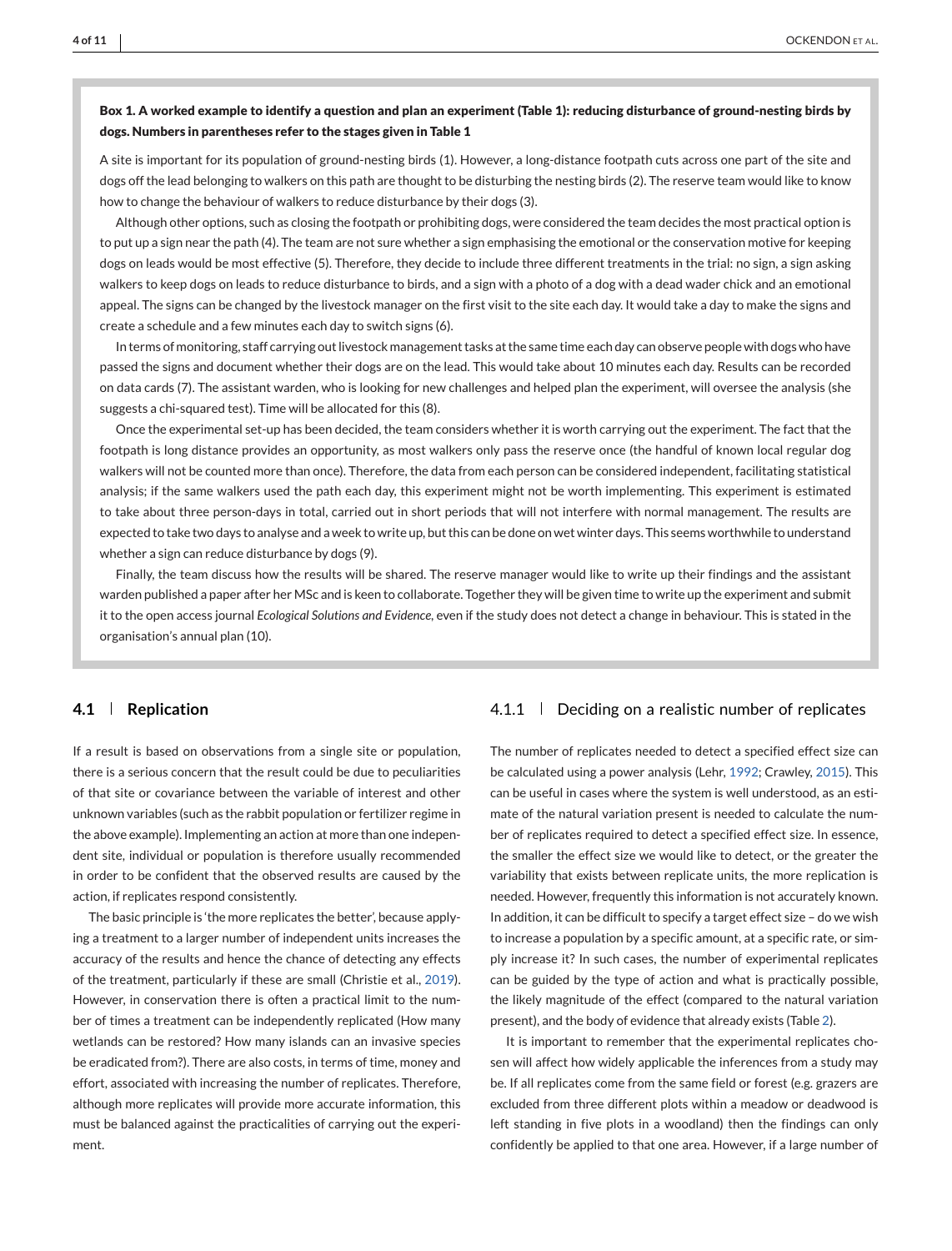**Box 1. A worked example to identify a question and plan an experiment (Table 1): reducing disturbance of ground-nesting birds by dogs. Numbers in parentheses refer to the stages given in Table 1**

A site is important for its population of ground-nesting birds (1). However, a long-distance footpath cuts across one part of the site and dogs off the lead belonging to walkers on this path are thought to be disturbing the nesting birds (2). The reserve team would like to know how to change the behaviour of walkers to reduce disturbance by their dogs (3).

Although other options, such as closing the footpath or prohibiting dogs, were considered the team decides the most practical option is to put up a sign near the path (4). The team are not sure whether a sign emphasising the emotional or the conservation motive for keeping dogs on leads would be most effective (5). Therefore, they decide to include three different treatments in the trial: no sign, a sign asking walkers to keep dogs on leads to reduce disturbance to birds, and a sign with a photo of a dog with a dead wader chick and an emotional appeal. The signs can be changed by the livestock manager on the first visit to the site each day. It would take a day to make the signs and create a schedule and a few minutes each day to switch signs (6).

In terms of monitoring, staff carrying out livestock management tasks at the same time each day can observe people with dogs who have passed the signs and document whether their dogs are on the lead. This would take about 10 minutes each day. Results can be recorded on data cards (7). The assistant warden, who is looking for new challenges and helped plan the experiment, will oversee the analysis (she suggests a chi-squared test). Time will be allocated for this (8).

Once the experimental set-up has been decided, the team considers whether it is worth carrying out the experiment. The fact that the footpath is long distance provides an opportunity, as most walkers only pass the reserve once (the handful of known local regular dog walkers will not be counted more than once). Therefore, the data from each person can be considered independent, facilitating statistical analysis; if the same walkers used the path each day, this experiment might not be worth implementing. This experiment is estimated to take about three person-days in total, carried out in short periods that will not interfere with normal management. The results are expected to take two days to analyse and a week to write up, but this can be done on wet winter days. This seems worthwhile to understand whether a sign can reduce disturbance by dogs (9).

Finally, the team discuss how the results will be shared. The reserve manager would like to write up their findings and the assistant warden published a paper after her MSc and is keen to collaborate. Together they will be given time to write up the experiment and submit it to the open access journal *Ecological Solutions and Evidence*, even if the study does not detect a change in behaviour. This is stated in the organisation's annual plan (10).

## 4.1 Replication

If a result is based on observations from a single site or population, there is a serious concern that the result could be due to peculiarities of that site or covariance between the variable of interest and other unknown variables (such as the rabbit population or fertilizer regime in the above example). Implementing an action at more than one independent site, individual or population is therefore usually recommended in order to be confident that the observed results are caused by the action, if replicates respond consistently.

The basic principle is 'the more replicates the better', because applying a treatment to a larger number of independent units increases the accuracy of the results and hence the chance of detecting any effects of the treatment, particularly if these are small (Christie et al., 2019). However, in conservation there is often a practical limit to the number of times a treatment can be independently replicated (How many wetlands can be restored? How many islands can an invasive species be eradicated from?). There are also costs, in terms of time, money and effort, associated with increasing the number of replicates. Therefore, although more replicates will provide more accurate information, this must be balanced against the practicalities of carrying out the experiment.

### 4.1.1 Deciding on a realistic number of replicates

The number of replicates needed to detect a specified effect size can be calculated using a power analysis (Lehr, 1992; Crawley, 2015). This can be useful in cases where the system is well understood, as an estimate of the natural variation present is needed to calculate the number of replicates required to detect a specified effect size. In essence, the smaller the effect size we would like to detect, or the greater the variability that exists between replicate units, the more replication is needed. However, frequently this information is not accurately known. In addition, it can be difficult to specify a target effect size – do we wish to increase a population by a specific amount, at a specific rate, or simply increase it? In such cases, the number of experimental replicates can be guided by the type of action and what is practically possible, the likely magnitude of the effect (compared to the natural variation present), and the body of evidence that already exists (Table 2).

It is important to remember that the experimental replicates chosen will affect how widely applicable the inferences from a study may be. If all replicates come from the same field or forest (e.g. grazers are excluded from three different plots within a meadow or deadwood is left standing in five plots in a woodland) then the findings can only confidently be applied to that one area. However, if a large number of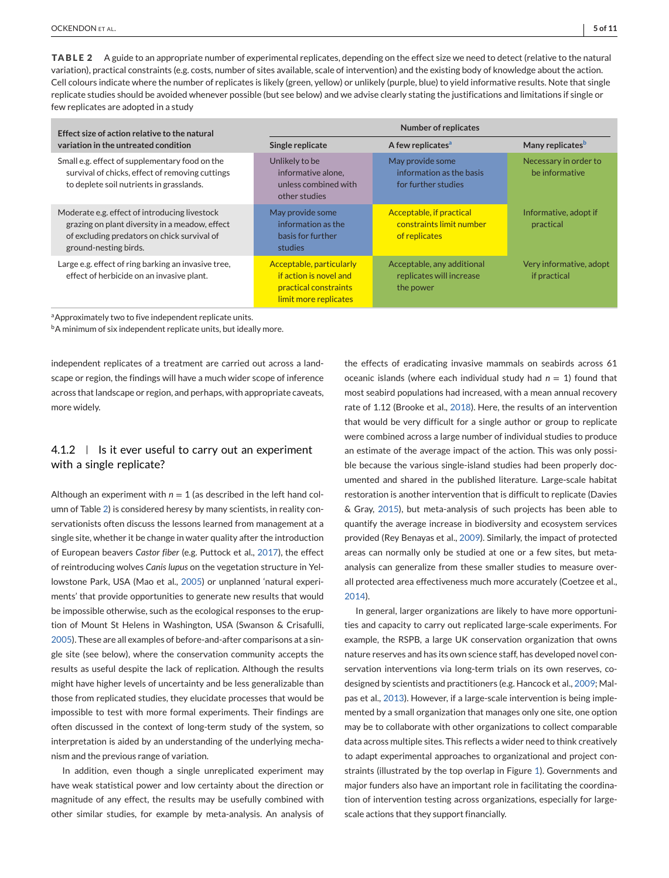**TABLE 2** A guide to an appropriate number of experimental replicates, depending on the effect size we need to detect (relative to the natural variation), practical constraints (e.g. costs, number of sites available, scale of intervention) and the existing body of knowledge about the action. Cell colours indicate where the number of replicates is likely (green, yellow) or unlikely (purple, blue) to yield informative results. Note that single replicate studies should be avoided whenever possible (but see below) and we advise clearly stating the justifications and limitations if single or few replicates are adopted in a study

| Effect size of action relative to the natural variation in the untreated condition | Number of replicates | | |
|---|---|---|---|
| | Single replicate | A few replicates[a] | Many replicates[b] |
| Small e.g. effect of supplementary food on the survival of chicks, effect of removing cuttings to deplete soil nutrients in grasslands. | Unlikely to be informative alone, unless combined with other studies | May provide some information as the basis for further studies | Necessary in order to be informative |
| Moderate e.g. effect of introducing livestock grazing on plant diversity in a meadow, effect of excluding predators on chick survival of ground-nesting birds. | May provide some information as the basis for further studies | Acceptable, if practical constraints limit number of replicates | Informative, adopt if practical |
| Large e.g. effect of ring barking an invasive tree, effect of herbicide on an invasive plant. | Acceptable, particularly if action is novel and practical constraints limit more replicates | Acceptable, any additional replicates will increase the power | Very informative, adopt if practical |

[a] Approximately two to five independent replicate units.
[b] A minimum of six independent replicate units, but ideally more.

independent replicates of a treatment are carried out across a landscape or region, the findings will have a much wider scope of inference across that landscape or region, and perhaps, with appropriate caveats, more widely.

### 4.1.2 | Is it ever useful to carry out an experiment with a single replicate?

Although an experiment with $n = 1$ (as described in the left hand column of Table 2) is considered heresy by many scientists, in reality conservationists often discuss the lessons learned from management at a single site, whether it be change in water quality after the introduction of European beavers *Castor fiber* (e.g. Puttock et al., 2017), the effect of reintroducing wolves *Canis lupus* on the vegetation structure in Yellowstone Park, USA (Mao et al., 2005) or unplanned 'natural experiments' that provide opportunities to generate new results that would be impossible otherwise, such as the ecological responses to the eruption of Mount St Helens in Washington, USA (Swanson & Crisafulli, 2005). These are all examples of before-and-after comparisons at a single site (see below), where the conservation community accepts the results as useful despite the lack of replication. Although the results might have higher levels of uncertainty and be less generalizable than those from replicated studies, they elucidate processes that would be impossible to test with more formal experiments. Their findings are often discussed in the context of long-term study of the system, so interpretation is aided by an understanding of the underlying mechanism and the previous range of variation.

In addition, even though a single unreplicated experiment may have weak statistical power and low certainty about the direction or magnitude of any effect, the results may be usefully combined with other similar studies, for example by meta-analysis. An analysis of the effects of eradicating invasive mammals on seabirds across 61 oceanic islands (where each individual study had $n = 1$) found that most seabird populations had increased, with a mean annual recovery rate of 1.12 (Brooke et al., 2018). Here, the results of an intervention that would be very difficult for a single author or group to replicate were combined across a large number of individual studies to produce an estimate of the average impact of the action. This was only possible because the various single-island studies had been properly documented and shared in the published literature. Large-scale habitat restoration is another intervention that is difficult to replicate (Davies & Gray, 2015), but meta-analysis of such projects has been able to quantify the average increase in biodiversity and ecosystem services provided (Rey Benayas et al., 2009). Similarly, the impact of protected areas can normally only be studied at one or a few sites, but meta-analysis can generalize from these smaller studies to measure overall protected area effectiveness much more accurately (Coetzee et al., 2014).

In general, larger organizations are likely to have more opportunities and capacity to carry out replicated large-scale experiments. For example, the RSPB, a large UK conservation organization that owns nature reserves and has its own science staff, has developed novel conservation interventions via long-term trials on its own reserves, co-designed by scientists and practitioners (e.g. Hancock et al., 2009; Malpas et al., 2013). However, if a large-scale intervention is being implemented by a small organization that manages only one site, one option may be to collaborate with other organizations to collect comparable data across multiple sites. This reflects a wider need to think creatively to adapt experimental approaches to organizational and project constraints (illustrated by the top overlap in Figure 1). Governments and major funders also have an important role in facilitating the coordination of intervention testing across organizations, especially for large-scale actions that they support financially.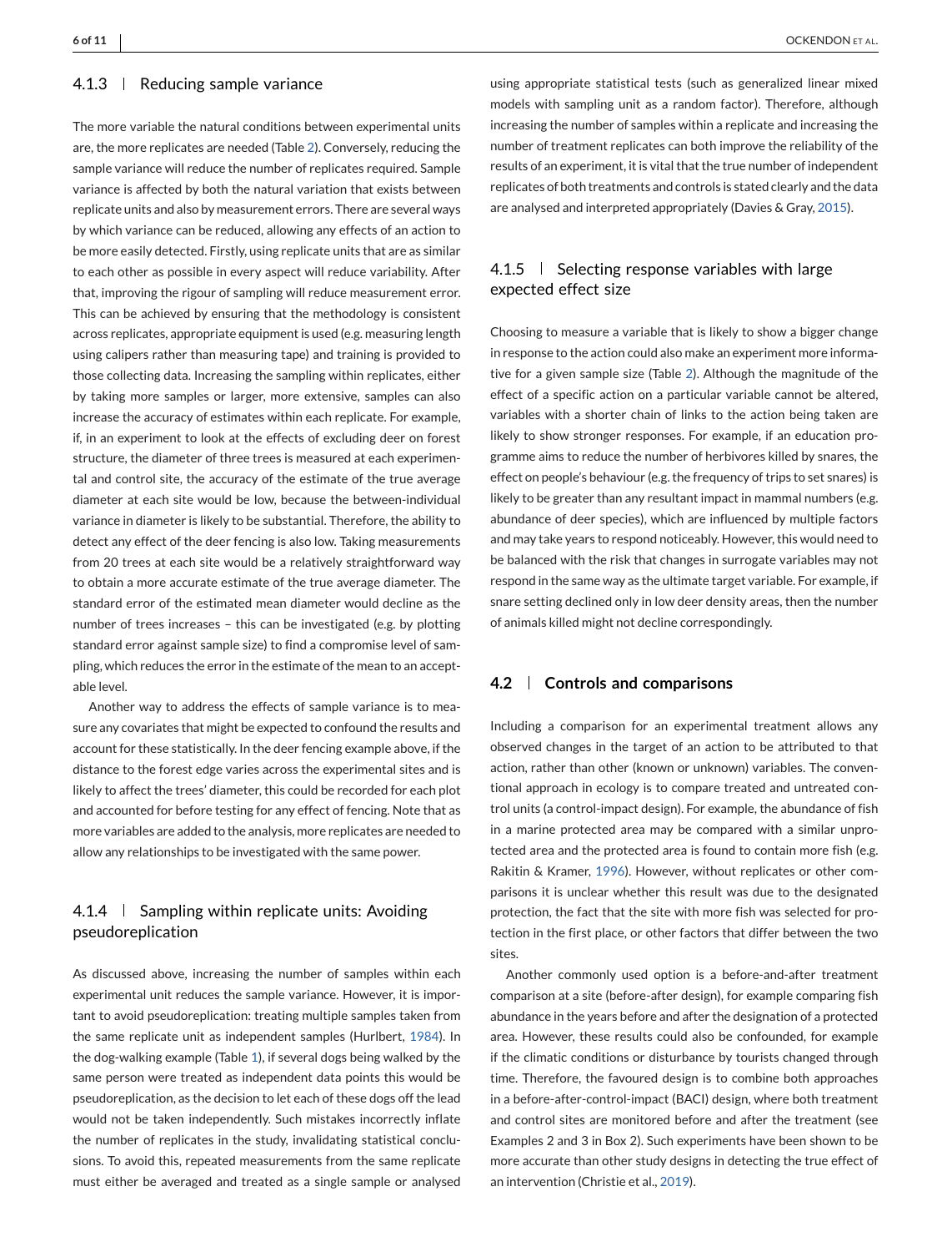#### 4.1.3 | Reducing sample variance

The more variable the natural conditions between experimental units are, the more replicates are needed (Table 2). Conversely, reducing the sample variance will reduce the number of replicates required. Sample variance is affected by both the natural variation that exists between replicate units and also by measurement errors. There are several ways by which variance can be reduced, allowing any effects of an action to be more easily detected. Firstly, using replicate units that are as similar to each other as possible in every aspect will reduce variability. After that, improving the rigour of sampling will reduce measurement error. This can be achieved by ensuring that the methodology is consistent across replicates, appropriate equipment is used (e.g. measuring length using calipers rather than measuring tape) and training is provided to those collecting data. Increasing the sampling within replicates, either by taking more samples or larger, more extensive, samples can also increase the accuracy of estimates within each replicate. For example, if, in an experiment to look at the effects of excluding deer on forest structure, the diameter of three trees is measured at each experimental and control site, the accuracy of the estimate of the true average diameter at each site would be low, because the between-individual variance in diameter is likely to be substantial. Therefore, the ability to detect any effect of the deer fencing is also low. Taking measurements from 20 trees at each site would be a relatively straightforward way to obtain a more accurate estimate of the true average diameter. The standard error of the estimated mean diameter would decline as the number of trees increases – this can be investigated (e.g. by plotting standard error against sample size) to find a compromise level of sampling, which reduces the error in the estimate of the mean to an acceptable level.

Another way to address the effects of sample variance is to measure any covariates that might be expected to confound the results and account for these statistically. In the deer fencing example above, if the distance to the forest edge varies across the experimental sites and is likely to affect the trees' diameter, this could be recorded for each plot and accounted for before testing for any effect of fencing. Note that as more variables are added to the analysis, more replicates are needed to allow any relationships to be investigated with the same power.

#### 4.1.4 | Sampling within replicate units: Avoiding pseudoreplication

As discussed above, increasing the number of samples within each experimental unit reduces the sample variance. However, it is important to avoid pseudoreplication: treating multiple samples taken from the same replicate unit as independent samples (Hurlbert, 1984). In the dog-walking example (Table 1), if several dogs being walked by the same person were treated as independent data points this would be pseudoreplication, as the decision to let each of these dogs off the lead would not be taken independently. Such mistakes incorrectly inflate the number of replicates in the study, invalidating statistical conclusions. To avoid this, repeated measurements from the same replicate must either be averaged and treated as a single sample or analysed using appropriate statistical tests (such as generalized linear mixed models with sampling unit as a random factor). Therefore, although increasing the number of samples within a replicate and increasing the number of treatment replicates can both improve the reliability of the results of an experiment, it is vital that the true number of independent replicates of both treatments and controls is stated clearly and the data are analysed and interpreted appropriately (Davies & Gray, 2015).

#### 4.1.5 | Selecting response variables with large expected effect size

Choosing to measure a variable that is likely to show a bigger change in response to the action could also make an experiment more informative for a given sample size (Table 2). Although the magnitude of the effect of a specific action on a particular variable cannot be altered, variables with a shorter chain of links to the action being taken are likely to show stronger responses. For example, if an education programme aims to reduce the number of herbivores killed by snares, the effect on people's behaviour (e.g. the frequency of trips to set snares) is likely to be greater than any resultant impact in mammal numbers (e.g. abundance of deer species), which are influenced by multiple factors and may take years to respond noticeably. However, this would need to be balanced with the risk that changes in surrogate variables may not respond in the same way as the ultimate target variable. For example, if snare setting declined only in low deer density areas, then the number of animals killed might not decline correspondingly.

### 4.2 | Controls and comparisons

Including a comparison for an experimental treatment allows any observed changes in the target of an action to be attributed to that action, rather than other (known or unknown) variables. The conventional approach in ecology is to compare treated and untreated control units (a control-impact design). For example, the abundance of fish in a marine protected area may be compared with a similar unprotected area and the protected area is found to contain more fish (e.g. Rakitin & Kramer, 1996). However, without replicates or other comparisons it is unclear whether this result was due to the designated protection, the fact that the site with more fish was selected for protection in the first place, or other factors that differ between the two sites.

Another commonly used option is a before-and-after treatment comparison at a site (before-after design), for example comparing fish abundance in the years before and after the designation of a protected area. However, these results could also be confounded, for example if the climatic conditions or disturbance by tourists changed through time. Therefore, the favoured design is to combine both approaches in a before-after-control-impact (BACI) design, where both treatment and control sites are monitored before and after the treatment (see Examples 2 and 3 in Box 2). Such experiments have been shown to be more accurate than other study designs in detecting the true effect of an intervention (Christie et al., 2019).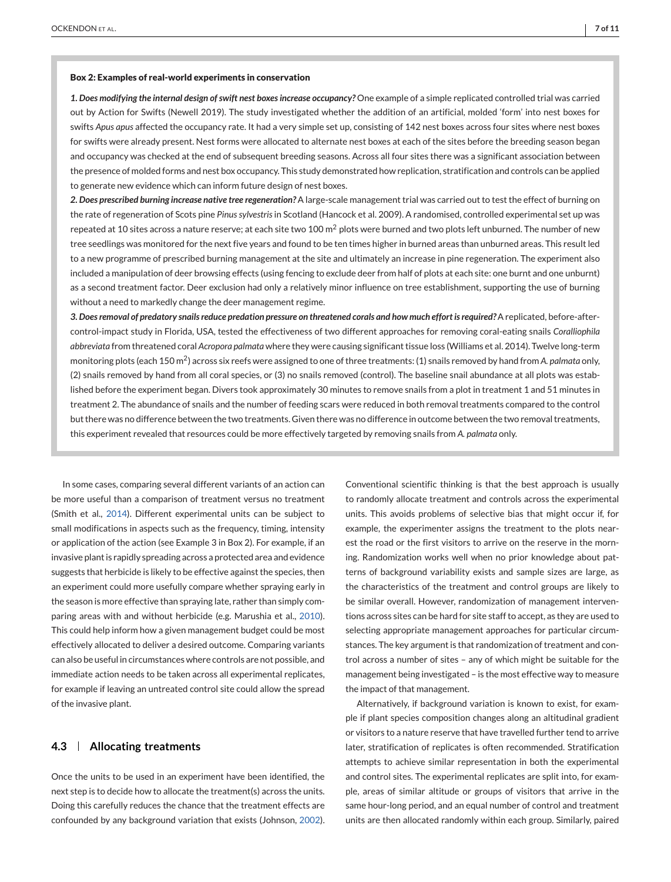**Box 2: Examples of real-world experiments in conservation**

***1. Does modifying the internal design of swift nest boxes increase occupancy?*** One example of a simple replicated controlled trial was carried out by Action for Swifts (Newell 2019). The study investigated whether the addition of an artificial, molded 'form' into nest boxes for swifts *Apus apus* affected the occupancy rate. It had a very simple set up, consisting of 142 nest boxes across four sites where nest boxes for swifts were already present. Nest forms were allocated to alternate nest boxes at each of the sites before the breeding season began and occupancy was checked at the end of subsequent breeding seasons. Across all four sites there was a significant association between the presence of molded forms and nest box occupancy. This study demonstrated how replication, stratification and controls can be applied to generate new evidence which can inform future design of nest boxes.

***2. Does prescribed burning increase native tree regeneration?*** A large-scale management trial was carried out to test the effect of burning on the rate of regeneration of Scots pine *Pinus sylvestris* in Scotland (Hancock et al. 2009). A randomised, controlled experimental set up was repeated at 10 sites across a nature reserve; at each site two 100 $m^2$ plots were burned and two plots left unburned. The number of new tree seedlings was monitored for the next five years and found to be ten times higher in burned areas than unburned areas. This result led to a new programme of prescribed burning management at the site and ultimately an increase in pine regeneration. The experiment also included a manipulation of deer browsing effects (using fencing to exclude deer from half of plots at each site: one burnt and one unburnt) as a second treatment factor. Deer exclusion had only a relatively minor influence on tree establishment, supporting the use of burning without a need to markedly change the deer management regime.

***3. Does removal of predatory snails reduce predation pressure on threatened corals and how much effort is required?*** A replicated, before-after-control-impact study in Florida, USA, tested the effectiveness of two different approaches for removing coral-eating snails *Coralliophila abbreviata* from threatened coral *Acropora palmata* where they were causing significant tissue loss (Williams et al. 2014). Twelve long-term monitoring plots (each 150 $m^2$) across six reefs were assigned to one of three treatments: (1) snails removed by hand from *A. palmata* only, (2) snails removed by hand from all coral species, or (3) no snails removed (control). The baseline snail abundance at all plots was established before the experiment began. Divers took approximately 30 minutes to remove snails from a plot in treatment 1 and 51 minutes in treatment 2. The abundance of snails and the number of feeding scars were reduced in both removal treatments compared to the control but there was no difference between the two treatments. Given there was no difference in outcome between the two removal treatments, this experiment revealed that resources could be more effectively targeted by removing snails from *A. palmata* only.

In some cases, comparing several different variants of an action can be more useful than a comparison of treatment versus no treatment (Smith et al., 2014). Different experimental units can be subject to small modifications in aspects such as the frequency, timing, intensity or application of the action (see Example 3 in Box 2). For example, if an invasive plant is rapidly spreading across a protected area and evidence suggests that herbicide is likely to be effective against the species, then an experiment could more usefully compare whether spraying early in the season is more effective than spraying late, rather than simply comparing areas with and without herbicide (e.g. Marushia et al., 2010). This could help inform how a given management budget could be most effectively allocated to deliver a desired outcome. Comparing variants can also be useful in circumstances where controls are not possible, and immediate action needs to be taken across all experimental replicates, for example if leaving an untreated control site could allow the spread of the invasive plant.

### 4.3 | Allocating treatments

Once the units to be used in an experiment have been identified, the next step is to decide how to allocate the treatment(s) across the units. Doing this carefully reduces the chance that the treatment effects are confounded by any background variation that exists (Johnson, 2002). Conventional scientific thinking is that the best approach is usually to randomly allocate treatment and controls across the experimental units. This avoids problems of selective bias that might occur if, for example, the experimenter assigns the treatment to the plots nearest the road or the first visitors to arrive on the reserve in the morning. Randomization works well when no prior knowledge about patterns of background variability exists and sample sizes are large, as the characteristics of the treatment and control groups are likely to be similar overall. However, randomization of management interventions across sites can be hard for site staff to accept, as they are used to selecting appropriate management approaches for particular circumstances. The key argument is that randomization of treatment and control across a number of sites – any of which might be suitable for the management being investigated – is the most effective way to measure the impact of that management.

Alternatively, if background variation is known to exist, for example if plant species composition changes along an altitudinal gradient or visitors to a nature reserve that have travelled further tend to arrive later, stratification of replicates is often recommended. Stratification attempts to achieve similar representation in both the experimental and control sites. The experimental replicates are split into, for example, areas of similar altitude or groups of visitors that arrive in the same hour-long period, and an equal number of control and treatment units are then allocated randomly within each group. Similarly, paired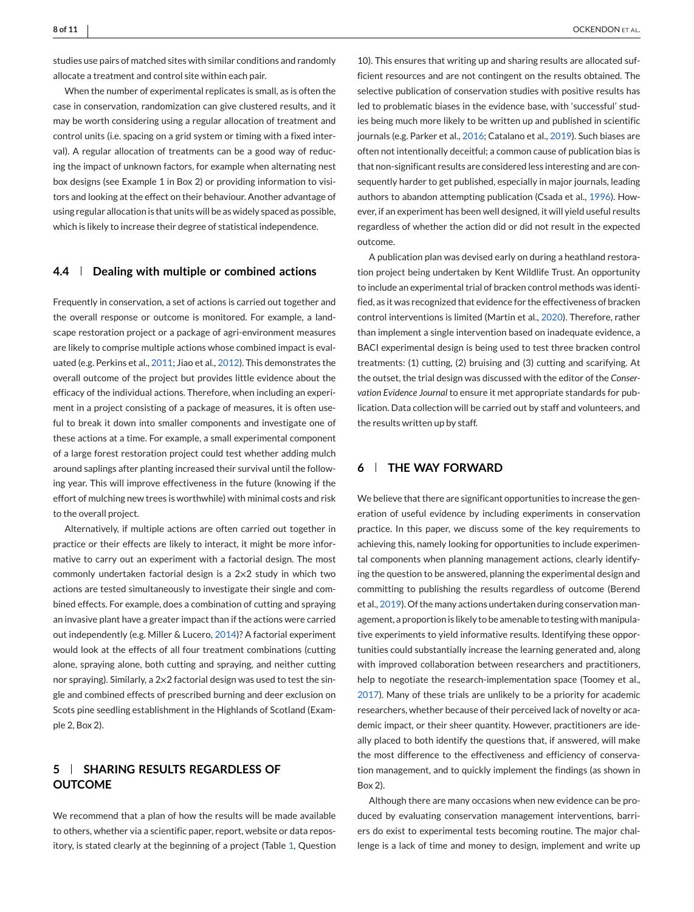studies use pairs of matched sites with similar conditions and randomly allocate a treatment and control site within each pair.

When the number of experimental replicates is small, as is often the case in conservation, randomization can give clustered results, and it may be worth considering using a regular allocation of treatment and control units (i.e. spacing on a grid system or timing with a fixed interval). A regular allocation of treatments can be a good way of reducing the impact of unknown factors, for example when alternating nest box designs (see Example 1 in Box 2) or providing information to visitors and looking at the effect on their behaviour. Another advantage of using regular allocation is that units will be as widely spaced as possible, which is likely to increase their degree of statistical independence.

### 4.4 | Dealing with multiple or combined actions

Frequently in conservation, a set of actions is carried out together and the overall response or outcome is monitored. For example, a landscape restoration project or a package of agri-environment measures are likely to comprise multiple actions whose combined impact is evaluated (e.g. Perkins et al., 2011; Jiao et al., 2012). This demonstrates the overall outcome of the project but provides little evidence about the efficacy of the individual actions. Therefore, when including an experiment in a project consisting of a package of measures, it is often useful to break it down into smaller components and investigate one of these actions at a time. For example, a small experimental component of a large forest restoration project could test whether adding mulch around saplings after planting increased their survival until the following year. This will improve effectiveness in the future (knowing if the effort of mulching new trees is worthwhile) with minimal costs and risk to the overall project.

Alternatively, if multiple actions are often carried out together in practice or their effects are likely to interact, it might be more informative to carry out an experiment with a factorial design. The most commonly undertaken factorial design is a 2×2 study in which two actions are tested simultaneously to investigate their single and combined effects. For example, does a combination of cutting and spraying an invasive plant have a greater impact than if the actions were carried out independently (e.g. Miller & Lucero, 2014)? A factorial experiment would look at the effects of all four treatment combinations (cutting alone, spraying alone, both cutting and spraying, and neither cutting nor spraying). Similarly, a 2×2 factorial design was used to test the single and combined effects of prescribed burning and deer exclusion on Scots pine seedling establishment in the Highlands of Scotland (Example 2, Box 2).

## 5 | SHARING RESULTS REGARDLESS OF OUTCOME

We recommend that a plan of how the results will be made available to others, whether via a scientific paper, report, website or data repository, is stated clearly at the beginning of a project (Table 1, Question 10). This ensures that writing up and sharing results are allocated sufficient resources and are not contingent on the results obtained. The selective publication of conservation studies with positive results has led to problematic biases in the evidence base, with 'successful' studies being much more likely to be written up and published in scientific journals (e.g. Parker et al., 2016; Catalano et al., 2019). Such biases are often not intentionally deceitful; a common cause of publication bias is that non-significant results are considered less interesting and are consequently harder to get published, especially in major journals, leading authors to abandon attempting publication (Csada et al., 1996). However, if an experiment has been well designed, it will yield useful results regardless of whether the action did or did not result in the expected outcome.

A publication plan was devised early on during a heathland restoration project being undertaken by Kent Wildlife Trust. An opportunity to include an experimental trial of bracken control methods was identified, as it was recognized that evidence for the effectiveness of bracken control interventions is limited (Martin et al., 2020). Therefore, rather than implement a single intervention based on inadequate evidence, a BACI experimental design is being used to test three bracken control treatments: (1) cutting, (2) bruising and (3) cutting and scarifying. At the outset, the trial design was discussed with the editor of the *Conservation Evidence Journal* to ensure it met appropriate standards for publication. Data collection will be carried out by staff and volunteers, and the results written up by staff.

## 6 | THE WAY FORWARD

We believe that there are significant opportunities to increase the generation of useful evidence by including experiments in conservation practice. In this paper, we discuss some of the key requirements to achieving this, namely looking for opportunities to include experimental components when planning management actions, clearly identifying the question to be answered, planning the experimental design and committing to publishing the results regardless of outcome (Berend et al., 2019). Of the many actions undertaken during conservation management, a proportion is likely to be amenable to testing with manipulative experiments to yield informative results. Identifying these opportunities could substantially increase the learning generated and, along with improved collaboration between researchers and practitioners, help to negotiate the research-implementation space (Toomey et al., 2017). Many of these trials are unlikely to be a priority for academic researchers, whether because of their perceived lack of novelty or academic impact, or their sheer quantity. However, practitioners are ideally placed to both identify the questions that, if answered, will make the most difference to the effectiveness and efficiency of conservation management, and to quickly implement the findings (as shown in Box 2).

Although there are many occasions when new evidence can be produced by evaluating conservation management interventions, barriers do exist to experimental tests becoming routine. The major challenge is a lack of time and money to design, implement and write up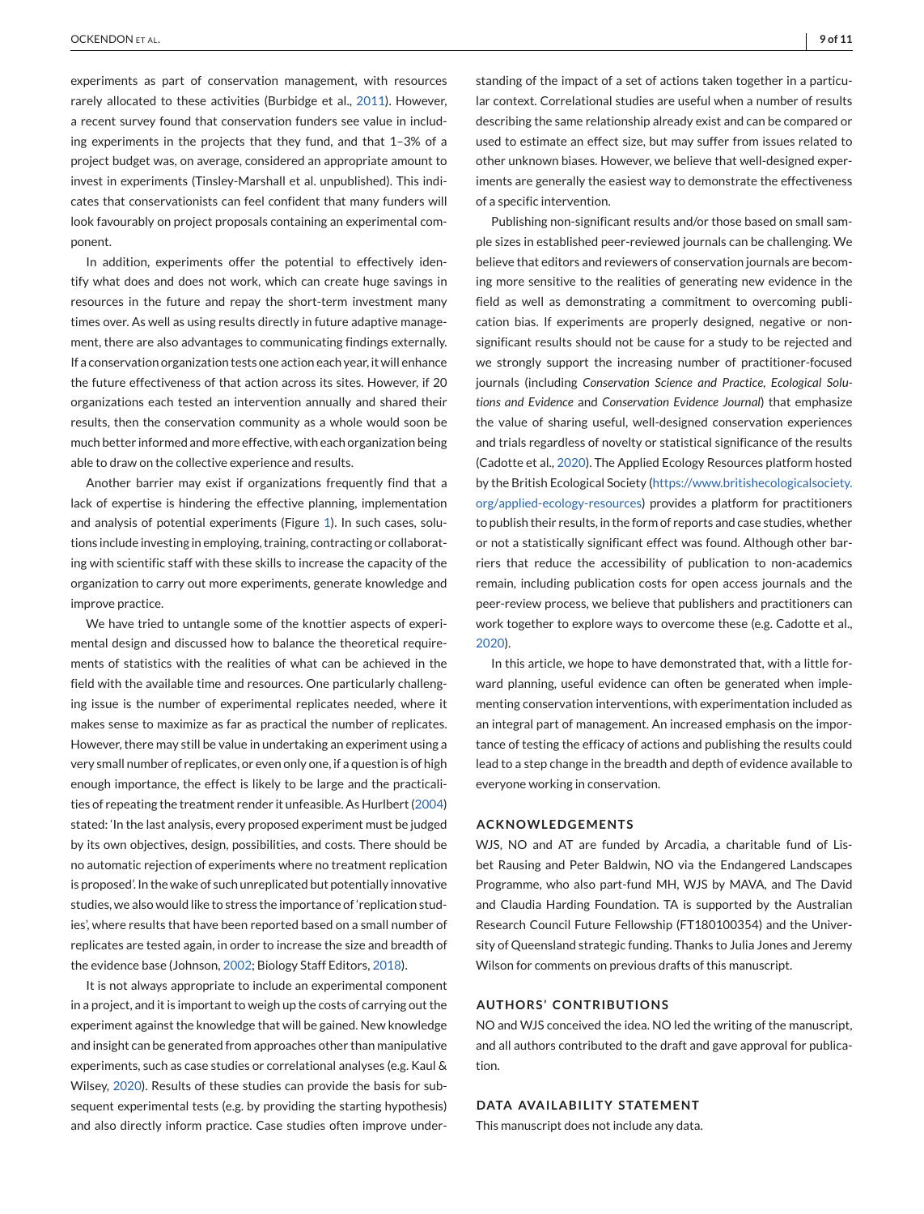experiments as part of conservation management, with resources rarely allocated to these activities (Burbidge et al., 2011). However, a recent survey found that conservation funders see value in including experiments in the projects that they fund, and that 1–3% of a project budget was, on average, considered an appropriate amount to invest in experiments (Tinsley-Marshall et al. unpublished). This indicates that conservationists can feel confident that many funders will look favourably on project proposals containing an experimental component.

In addition, experiments offer the potential to effectively identify what does and does not work, which can create huge savings in resources in the future and repay the short-term investment many times over. As well as using results directly in future adaptive management, there are also advantages to communicating findings externally. If a conservation organization tests one action each year, it will enhance the future effectiveness of that action across its sites. However, if 20 organizations each tested an intervention annually and shared their results, then the conservation community as a whole would soon be much better informed and more effective, with each organization being able to draw on the collective experience and results.

Another barrier may exist if organizations frequently find that a lack of expertise is hindering the effective planning, implementation and analysis of potential experiments (Figure 1). In such cases, solutions include investing in employing, training, contracting or collaborating with scientific staff with these skills to increase the capacity of the organization to carry out more experiments, generate knowledge and improve practice.

We have tried to untangle some of the knottier aspects of experimental design and discussed how to balance the theoretical requirements of statistics with the realities of what can be achieved in the field with the available time and resources. One particularly challenging issue is the number of experimental replicates needed, where it makes sense to maximize as far as practical the number of replicates. However, there may still be value in undertaking an experiment using a very small number of replicates, or even only one, if a question is of high enough importance, the effect is likely to be large and the practicalities of repeating the treatment render it unfeasible. As Hurlbert (2004) stated: 'In the last analysis, every proposed experiment must be judged by its own objectives, design, possibilities, and costs. There should be no automatic rejection of experiments where no treatment replication is proposed'. In the wake of such unreplicated but potentially innovative studies, we also would like to stress the importance of 'replication studies', where results that have been reported based on a small number of replicates are tested again, in order to increase the size and breadth of the evidence base (Johnson, 2002; Biology Staff Editors, 2018).

It is not always appropriate to include an experimental component in a project, and it is important to weigh up the costs of carrying out the experiment against the knowledge that will be gained. New knowledge and insight can be generated from approaches other than manipulative experiments, such as case studies or correlational analyses (e.g. Kaul & Wilsey, 2020). Results of these studies can provide the basis for subsequent experimental tests (e.g. by providing the starting hypothesis) and also directly inform practice. Case studies often improve understanding of the impact of a set of actions taken together in a particular context. Correlational studies are useful when a number of results describing the same relationship already exist and can be compared or used to estimate an effect size, but may suffer from issues related to other unknown biases. However, we believe that well-designed experiments are generally the easiest way to demonstrate the effectiveness of a specific intervention.

Publishing non-significant results and/or those based on small sample sizes in established peer-reviewed journals can be challenging. We believe that editors and reviewers of conservation journals are becoming more sensitive to the realities of generating new evidence in the field as well as demonstrating a commitment to overcoming publication bias. If experiments are properly designed, negative or non-significant results should not be cause for a study to be rejected and we strongly support the increasing number of practitioner-focused journals (including *Conservation Science and Practice*, *Ecological Solutions and Evidence* and *Conservation Evidence Journal*) that emphasize the value of sharing useful, well-designed conservation experiences and trials regardless of novelty or statistical significance of the results (Cadotte et al., 2020). The Applied Ecology Resources platform hosted by the British Ecological Society (https://www.britishecologicalsociety.org/applied-ecology-resources) provides a platform for practitioners to publish their results, in the form of reports and case studies, whether or not a statistically significant effect was found. Although other barriers that reduce the accessibility of publication to non-academics remain, including publication costs for open access journals and the peer-review process, we believe that publishers and practitioners can work together to explore ways to overcome these (e.g. Cadotte et al., 2020).

In this article, we hope to have demonstrated that, with a little forward planning, useful evidence can often be generated when implementing conservation interventions, with experimentation included as an integral part of management. An increased emphasis on the importance of testing the efficacy of actions and publishing the results could lead to a step change in the breadth and depth of evidence available to everyone working in conservation.

## ACKNOWLEDGEMENTS

WJS, NO and AT are funded by Arcadia, a charitable fund of Lisbet Rausing and Peter Baldwin, NO via the Endangered Landscapes Programme, who also part-fund MH, WJS by MAVA, and The David and Claudia Harding Foundation. TA is supported by the Australian Research Council Future Fellowship (FT180100354) and the University of Queensland strategic funding. Thanks to Julia Jones and Jeremy Wilson for comments on previous drafts of this manuscript.

## AUTHORS' CONTRIBUTIONS

NO and WJS conceived the idea. NO led the writing of the manuscript, and all authors contributed to the draft and gave approval for publication.

## DATA AVAILABILITY STATEMENT

This manuscript does not include any data.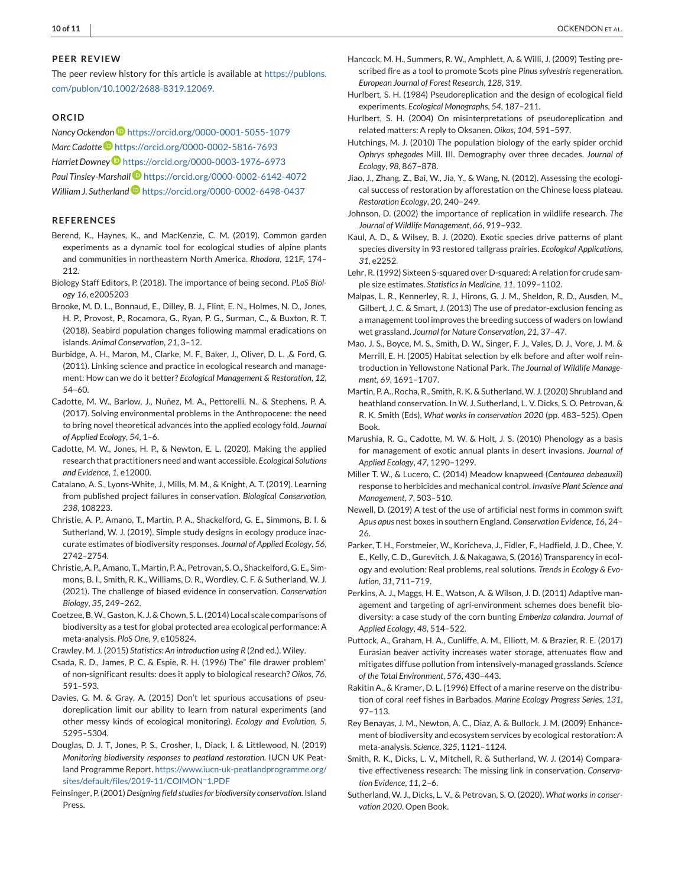## PEER REVIEW

The peer review history for this article is available at https://publons.com/publon/10.1002/2688-8319.12069.

## ORCID

*Nancy Ockendon* https://orcid.org/0000-0001-5055-1079
*Marc Cadotte* https://orcid.org/0000-0002-5816-7693
*Harriet Downey* https://orcid.org/0000-0003-1976-6973
*Paul Tinsley-Marshall* https://orcid.org/0000-0002-6142-4072
*William J. Sutherland* https://orcid.org/0000-0002-6498-0437

## REFERENCES

Berend, K., Haynes, K., and MacKenzie, C. M. (2019). Common garden experiments as a dynamic tool for ecological studies of alpine plants and communities in northeastern North America. *Rhodora*, 121F, 174–212.

Biology Staff Editors, P. (2018). The importance of being second. *PLoS Biology 16*, e2005203

Brooke, M. D. L., Bonnaud, E., Dilley, B. J., Flint, E. N., Holmes, N. D., Jones, H. P., Provost, P., Rocamora, G., Ryan, P. G., Surman, C., & Buxton, R. T. (2018). Seabird population changes following mammal eradications on islands. *Animal Conservation*, *21*, 3–12.

Burbidge, A. H., Maron, M., Clarke, M. F., Baker, J., Oliver, D. L. ,& Ford, G. (2011). Linking science and practice in ecological research and management: How can we do it better? *Ecological Management & Restoration*, *12*, 54–60.

Cadotte, M. W., Barlow, J., Nuñez, M. A., Pettorelli, N., & Stephens, P. A. (2017). Solving environmental problems in the Anthropocene: the need to bring novel theoretical advances into the applied ecology fold. *Journal of Applied Ecology*, *54*, 1–6.

Cadotte, M. W., Jones, H. P., & Newton, E. L. (2020). Making the applied research that practitioners need and want accessible. *Ecological Solutions and Evidence*, *1*, e12000.

Catalano, A. S., Lyons-White, J., Mills, M. M., & Knight, A. T. (2019). Learning from published project failures in conservation. *Biological Conservation*, *238*, 108223.

Christie, A. P., Amano, T., Martin, P. A., Shackelford, G. E., Simmons, B. I. & Sutherland, W. J. (2019). Simple study designs in ecology produce inaccurate estimates of biodiversity responses. *Journal of Applied Ecology*, *56*, 2742–2754.

Christie, A. P., Amano, T., Martin, P. A., Petrovan, S. O., Shackelford, G. E., Simmons, B. I., Smith, R. K., Williams, D. R., Wordley, C. F. & Sutherland, W. J. (2021). The challenge of biased evidence in conservation. *Conservation Biology*, *35*, 249–262.

Coetzee, B. W., Gaston, K. J. & Chown, S. L. (2014) Local scale comparisons of biodiversity as a test for global protected area ecological performance: A meta-analysis. *PloS One*, *9*, e105824.

Crawley, M. J. (2015) *Statistics: An introduction using R* (2nd ed.). Wiley.

Csada, R. D., James, P. C. & Espie, R. H. (1996) The" file drawer problem" of non-significant results: does it apply to biological research? *Oikos*, *76*, 591–593.

Davies, G. M. & Gray, A. (2015) Don't let spurious accusations of pseudoreplication limit our ability to learn from natural experiments (and other messy kinds of ecological monitoring). *Ecology and Evolution*, *5*, 5295–5304.

Douglas, D. J. T, Jones, P. S., Crosher, I., Diack, I. & Littlewood, N. (2019) *Monitoring biodiversity responses to peatland restoration.* IUCN UK Peatland Programme Report. https://www.iucn-uk-peatlandprogramme.org/sites/default/files/2019-11/COIMON~1.PDF

Feinsinger, P. (2001) *Designing field studies for biodiversity conservation.* Island Press.

Hancock, M. H., Summers, R. W., Amphlett, A. & Willi, J. (2009) Testing prescribed fire as a tool to promote Scots pine *Pinus sylvestris* regeneration. *European Journal of Forest Research*, *128*, 319.

Hurlbert, S. H. (1984) Pseudoreplication and the design of ecological field experiments. *Ecological Monographs*, *54*, 187–211.

Hurlbert, S. H. (2004) On misinterpretations of pseudoreplication and related matters: A reply to Oksanen. *Oikos*, *104*, 591–597.

Hutchings, M. J. (2010) The population biology of the early spider orchid *Ophrys sphegodes* Mill. III. Demography over three decades. *Journal of Ecology*, *98*, 867–878.

Jiao, J., Zhang, Z., Bai, W., Jia, Y., & Wang, N. (2012). Assessing the ecological success of restoration by afforestation on the Chinese loess plateau. *Restoration Ecology*, *20*, 240–249.

Johnson, D. (2002) the importance of replication in wildlife research. *The Journal of Wildlife Management*, *66*, 919–932.

Kaul, A. D., & Wilsey, B. J. (2020). Exotic species drive patterns of plant species diversity in 93 restored tallgrass prairies. *Ecological Applications*, *31*, e2252.

Lehr, R. (1992) Sixteen S-squared over D-squared: A relation for crude sample size estimates. *Statistics in Medicine*, *11*, 1099–1102.

Malpas, L. R., Kennerley, R. J., Hirons, G. J. M., Sheldon, R. D., Ausden, M., Gilbert, J. C. & Smart, J. (2013) The use of predator-exclusion fencing as a management tool improves the breeding success of waders on lowland wet grassland. *Journal for Nature Conservation*, *21*, 37–47.

Mao, J. S., Boyce, M. S., Smith, D. W., Singer, F. J., Vales, D. J., Vore, J. M. & Merrill, E. H. (2005) Habitat selection by elk before and after wolf reintroduction in Yellowstone National Park. *The Journal of Wildlife Management*, *69*, 1691–1707.

Martin, P. A., Rocha, R., Smith, R. K. & Sutherland, W. J. (2020) Shrubland and heathland conservation. In W. J. Sutherland, L. V. Dicks, S. O. Petrovan, & R. K. Smith (Eds), *What works in conservation 2020* (pp. 483–525). Open Book.

Marushia, R. G., Cadotte, M. W. & Holt, J. S. (2010) Phenology as a basis for management of exotic annual plants in desert invasions. *Journal of Applied Ecology*, *47*, 1290–1299.

Miller T. W., & Lucero, C. (2014) Meadow knapweed (*Centaurea debeauxii*) response to herbicides and mechanical control. *Invasive Plant Science and Management*, *7*, 503–510.

Newell, D. (2019) A test of the use of artificial nest forms in common swift *Apus apus* nest boxes in southern England. *Conservation Evidence*, *16*, 24–26.

Parker, T. H., Forstmeier, W., Koricheva, J., Fidler, F., Hadfield, J. D., Chee, Y. E., Kelly, C. D., Gurevitch, J. & Nakagawa, S. (2016) Transparency in ecology and evolution: Real problems, real solutions. *Trends in Ecology & Evolution*, *31*, 711–719.

Perkins, A. J., Maggs, H. E., Watson, A. & Wilson, J. D. (2011) Adaptive management and targeting of agri-environment schemes does benefit biodiversity: a case study of the corn bunting *Emberiza calandra*. *Journal of Applied Ecology*, *48*, 514–522.

Puttock, A., Graham, H. A., Cunliffe, A. M., Elliott, M. & Brazier, R. E. (2017) Eurasian beaver activity increases water storage, attenuates flow and mitigates diffuse pollution from intensively-managed grasslands. *Science of the Total Environment*, *576*, 430–443.

Rakitin A., & Kramer, D. L. (1996) Effect of a marine reserve on the distribution of coral reef fishes in Barbados. *Marine Ecology Progress Series*, *131*, 97–113.

Rey Benayas, J. M., Newton, A. C., Diaz, A. & Bullock, J. M. (2009) Enhancement of biodiversity and ecosystem services by ecological restoration: A meta-analysis. *Science*, *325*, 1121–1124.

Smith, R. K., Dicks, L. V., Mitchell, R. & Sutherland, W. J. (2014) Comparative effectiveness research: The missing link in conservation. *Conservation Evidence*, *11*, 2–6.

Sutherland, W. J., Dicks, L. V., & Petrovan, S. O. (2020). *What works in conservation 2020*. Open Book.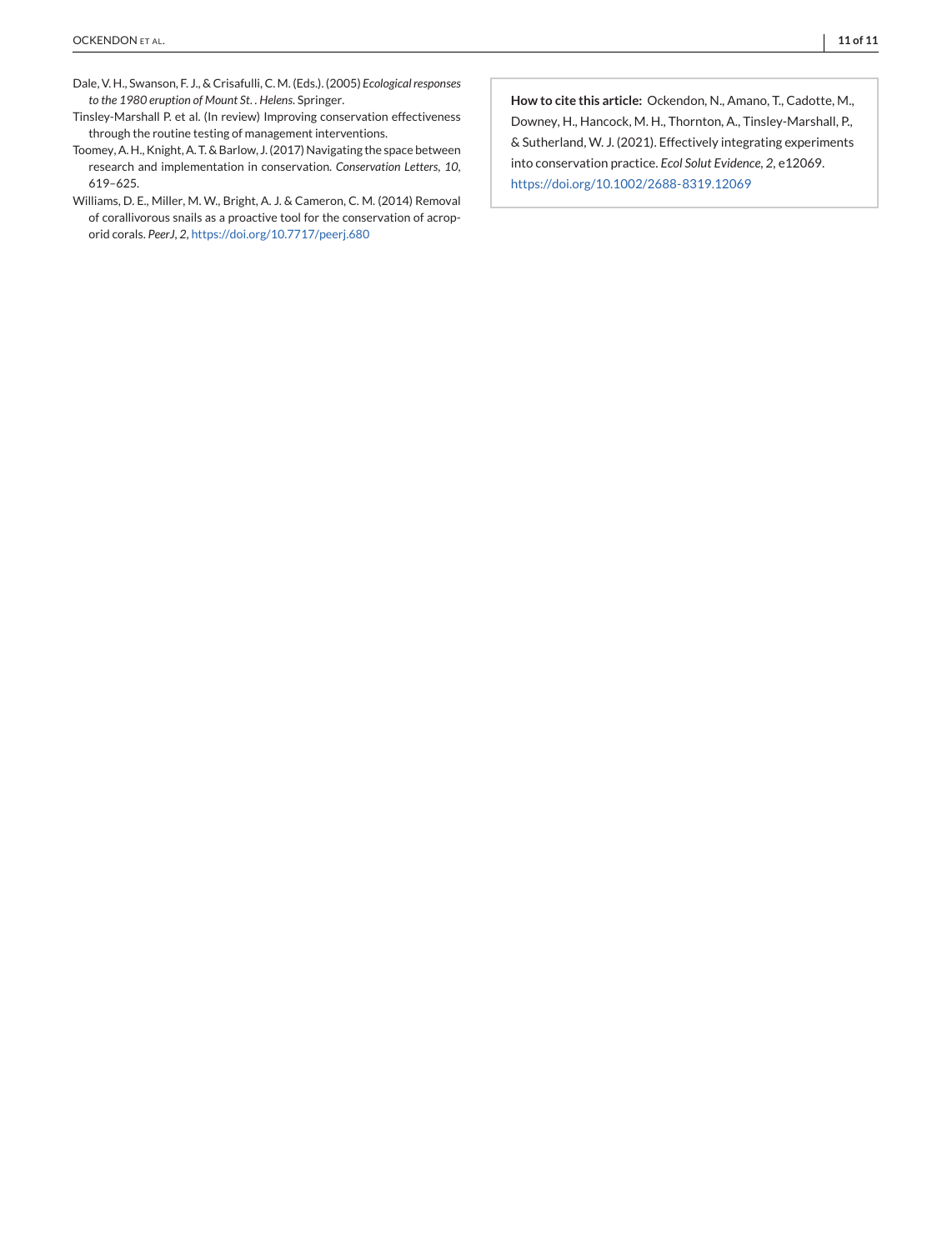Dale, V. H., Swanson, F. J., & Crisafulli, C. M. (Eds.). (2005) *Ecological responses to the 1980 eruption of Mount St. . Helens*. Springer.

Tinsley-Marshall P. et al. (In review) Improving conservation effectiveness through the routine testing of management interventions.

Toomey, A. H., Knight, A. T. & Barlow, J. (2017) Navigating the space between research and implementation in conservation. *Conservation Letters*, *10*, 619–625.

Williams, D. E., Miller, M. W., Bright, A. J. & Cameron, C. M. (2014) Removal of corallivorous snails as a proactive tool for the conservation of acroporid corals. *PeerJ*, *2*, https://doi.org/10.7717/peerj.680

**How to cite this article:** Ockendon, N., Amano, T., Cadotte, M., Downey, H., Hancock, M. H., Thornton, A., Tinsley-Marshall, P., & Sutherland, W. J. (2021). Effectively integrating experiments into conservation practice. *Ecol Solut Evidence*, *2*, e12069. https://doi.org/10.1002/2688-8319.12069